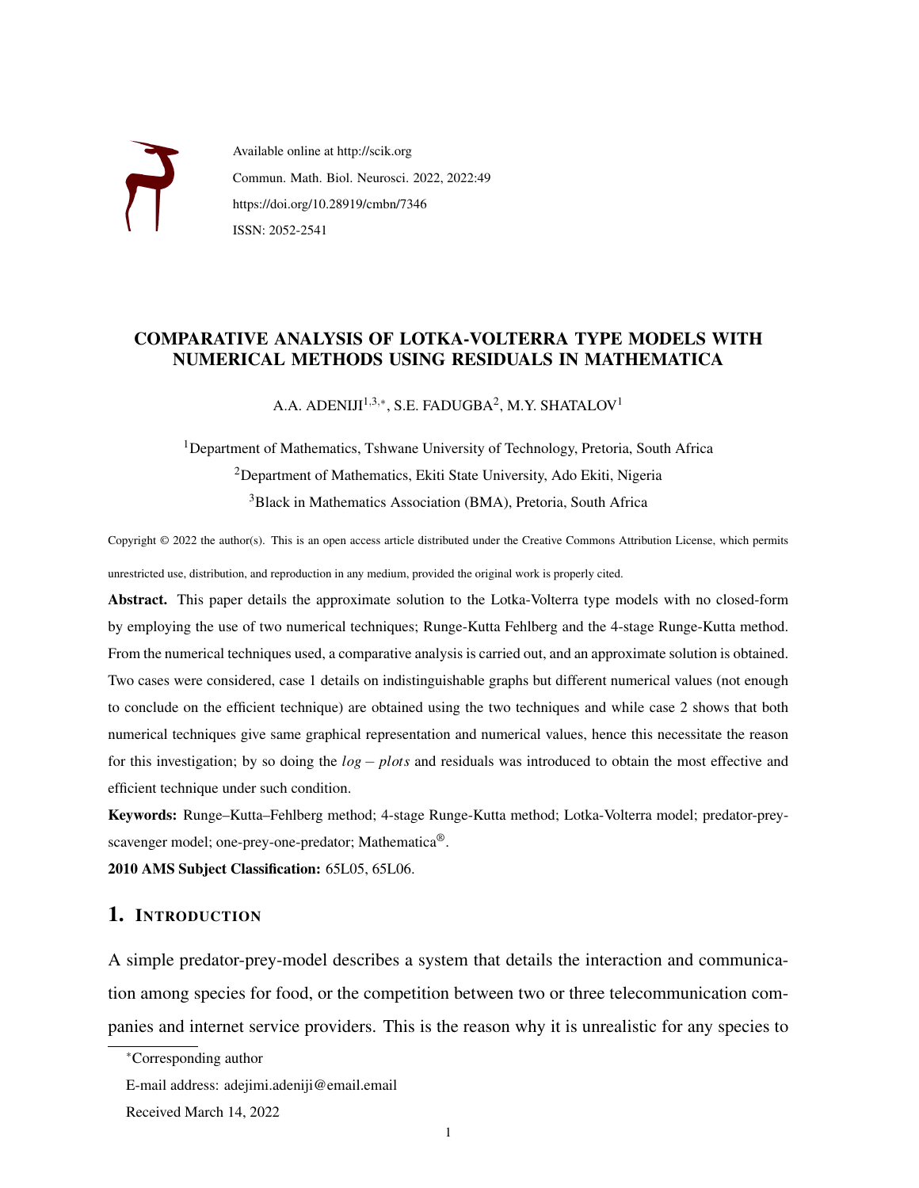Available online at http://scik.org

Commun. Math. Biol. Neurosci. 2022, 2022:49

https://doi.org/10.28919/cmbn/7346

ISSN: 2052-2541

# COMPARATIVE ANALYSIS OF LOTKA-VOLTERRA TYPE MODELS WITH NUMERICAL METHODS USING RESIDUALS IN MATHEMATICA

A.A. ADENIJI[1,3,*], S.E. FADUGBA[2], M.Y. SHATALOV[1]

[1]Department of Mathematics, Tshwane University of Technology, Pretoria, South Africa

[2]Department of Mathematics, Ekiti State University, Ado Ekiti, Nigeria

[3]Black in Mathematics Association (BMA), Pretoria, South Africa

Copyright © 2022 the author(s). This is an open access article distributed under the Creative Commons Attribution License, which permits unrestricted use, distribution, and reproduction in any medium, provided the original work is properly cited.

**Abstract.** This paper details the approximate solution to the Lotka-Volterra type models with no closed-form by employing the use of two numerical techniques; Runge-Kutta Fehlberg and the 4-stage Runge-Kutta method. From the numerical techniques used, a comparative analysis is carried out, and an approximate solution is obtained. Two cases were considered, case 1 details on indistinguishable graphs but different numerical values (not enough to conclude on the efficient technique) are obtained using the two techniques and while case 2 shows that both numerical techniques give same graphical representation and numerical values, hence this necessitate the reason for this investigation; by so doing the $log-plots$ and residuals was introduced to obtain the most effective and efficient technique under such condition.

**Keywords:** Runge–Kutta–Fehlberg method; 4-stage Runge-Kutta method; Lotka-Volterra model; predator-prey-scavenger model; one-prey-one-predator; Mathematica®.

**2010 AMS Subject Classification:** 65L05, 65L06.

## 1. Introduction

A simple predator-prey-model describes a system that details the interaction and communication among species for food, or the competition between two or three telecommunication companies and internet service providers. This is the reason why it is unrealistic for any species to

*Corresponding author

E-mail address: adejimi.adeniji@email.email

Received March 14, 2022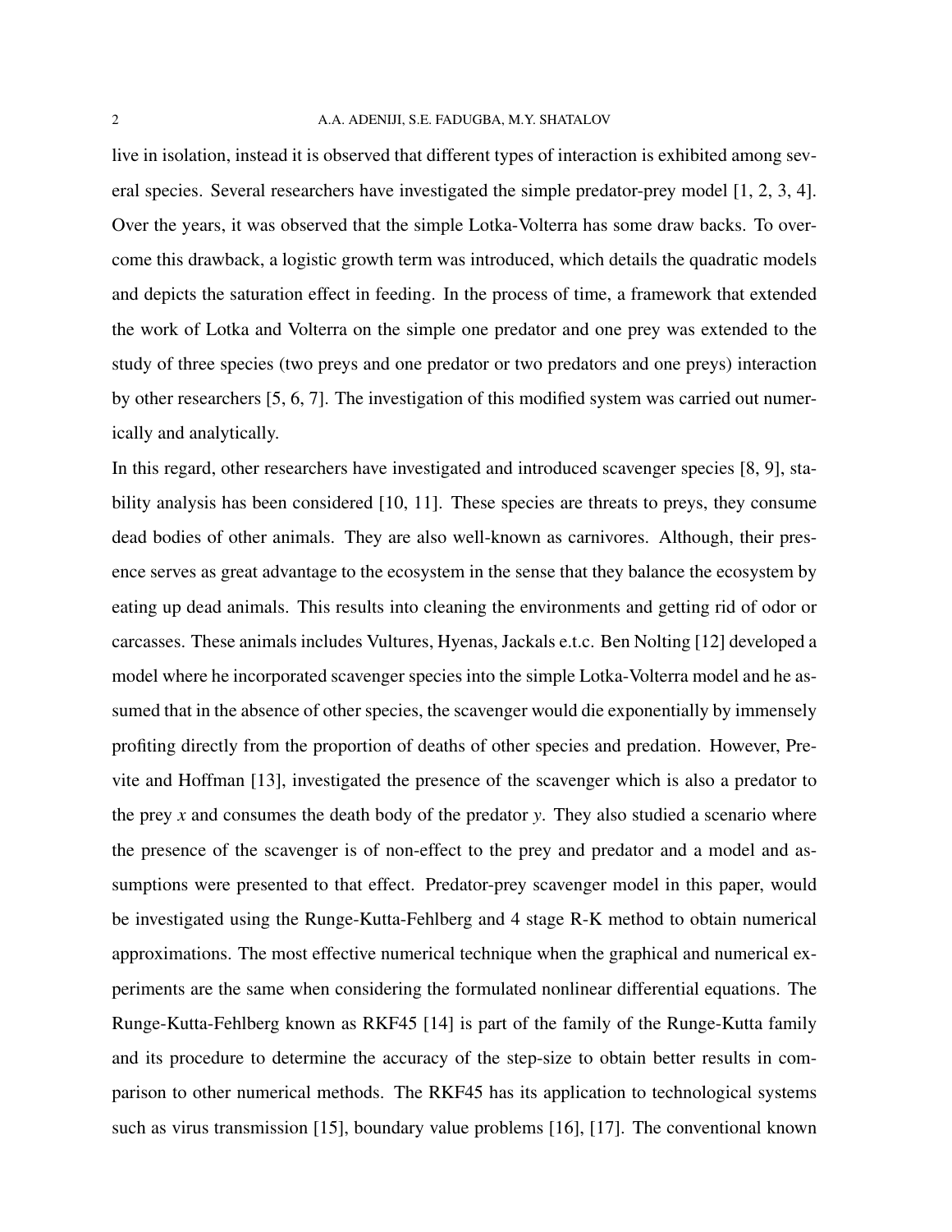live in isolation, instead it is observed that different types of interaction is exhibited among several species. Several researchers have investigated the simple predator-prey model [1, 2, 3, 4]. Over the years, it was observed that the simple Lotka-Volterra has some draw backs. To overcome this drawback, a logistic growth term was introduced, which details the quadratic models and depicts the saturation effect in feeding. In the process of time, a framework that extended the work of Lotka and Volterra on the simple one predator and one prey was extended to the study of three species (two preys and one predator or two predators and one preys) interaction by other researchers [5, 6, 7]. The investigation of this modified system was carried out numerically and analytically.

In this regard, other researchers have investigated and introduced scavenger species [8, 9], stability analysis has been considered [10, 11]. These species are threats to preys, they consume dead bodies of other animals. They are also well-known as carnivores. Although, their presence serves as great advantage to the ecosystem in the sense that they balance the ecosystem by eating up dead animals. This results into cleaning the environments and getting rid of odor or carcasses. These animals includes Vultures, Hyenas, Jackals e.t.c. Ben Nolting [12] developed a model where he incorporated scavenger species into the simple Lotka-Volterra model and he assumed that in the absence of other species, the scavenger would die exponentially by immensely profiting directly from the proportion of deaths of other species and predation. However, Previte and Hoffman [13], investigated the presence of the scavenger which is also a predator to the prey $x$ and consumes the death body of the predator $y$. They also studied a scenario where the presence of the scavenger is of non-effect to the prey and predator and a model and assumptions were presented to that effect. Predator-prey scavenger model in this paper, would be investigated using the Runge-Kutta-Fehlberg and 4 stage R-K method to obtain numerical approximations. The most effective numerical technique when the graphical and numerical experiments are the same when considering the formulated nonlinear differential equations. The Runge-Kutta-Fehlberg known as RKF45 [14] is part of the family of the Runge-Kutta family and its procedure to determine the accuracy of the step-size to obtain better results in comparison to other numerical methods. The RKF45 has its application to technological systems such as virus transmission [15], boundary value problems [16], [17]. The conventional known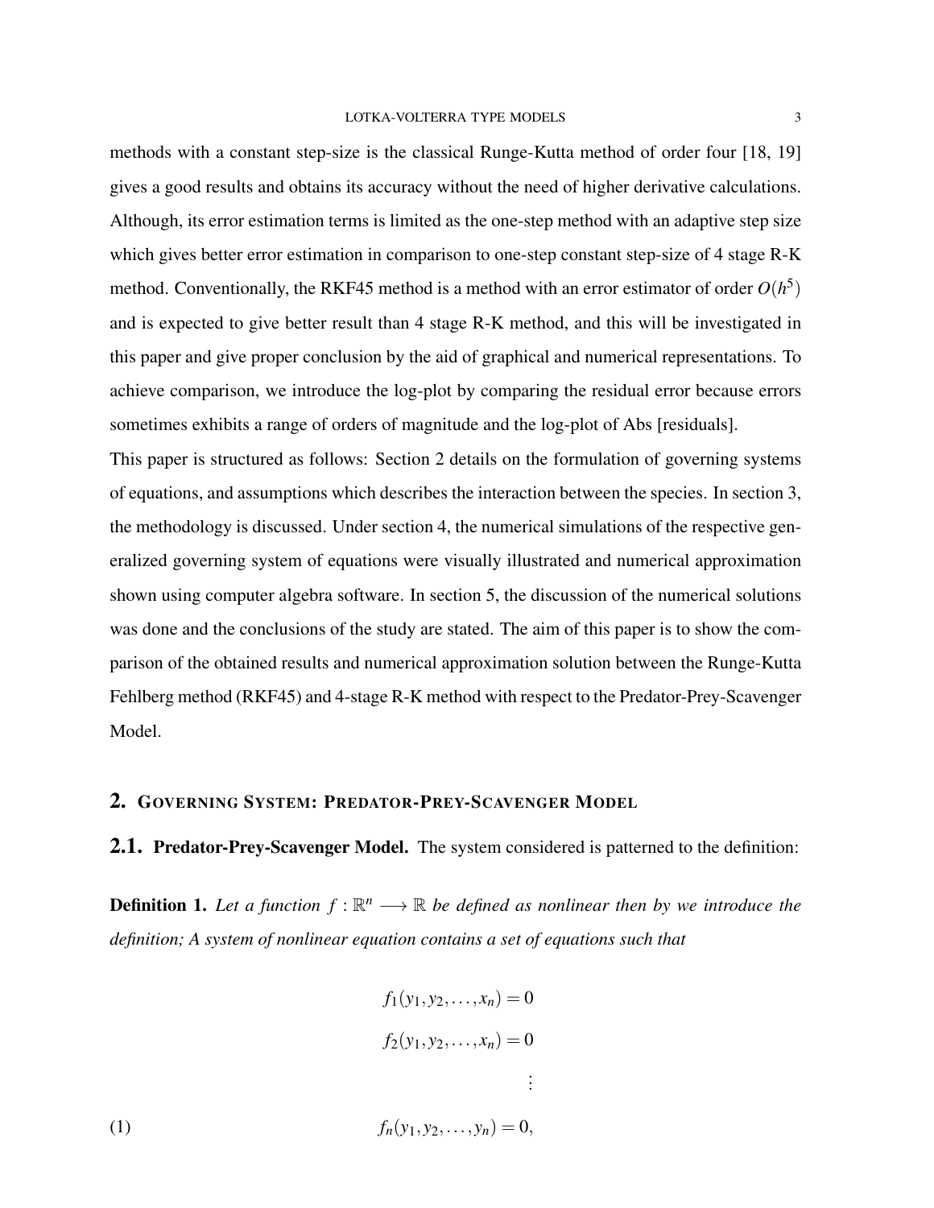methods with a constant step-size is the classical Runge-Kutta method of order four [18, 19] gives a good results and obtains its accuracy without the need of higher derivative calculations. Although, its error estimation terms is limited as the one-step method with an adaptive step size which gives better error estimation in comparison to one-step constant step-size of 4 stage R-K method. Conventionally, the RKF45 method is a method with an error estimator of order $O(h^5)$ and is expected to give better result than 4 stage R-K method, and this will be investigated in this paper and give proper conclusion by the aid of graphical and numerical representations. To achieve comparison, we introduce the log-plot by comparing the residual error because errors sometimes exhibits a range of orders of magnitude and the log-plot of Abs [residuals].

This paper is structured as follows: Section 2 details on the formulation of governing systems of equations, and assumptions which describes the interaction between the species. In section 3, the methodology is discussed. Under section 4, the numerical simulations of the respective generalized governing system of equations were visually illustrated and numerical approximation shown using computer algebra software. In section 5, the discussion of the numerical solutions was done and the conclusions of the study are stated. The aim of this paper is to show the comparison of the obtained results and numerical approximation solution between the Runge-Kutta Fehlberg method (RKF45) and 4-stage R-K method with respect to the Predator-Prey-Scavenger Model.

## 2. Governing System: Predator-Prey-Scavenger Model

### 2.1. Predator-Prey-Scavenger Model.

The system considered is patterned to the definition:

**Definition 1.** *Let a function $f : \mathbb{R}^n \longrightarrow \mathbb{R}$ be defined as nonlinear then by we introduce the definition; A system of nonlinear equation contains a set of equations such that*

$$
\begin{aligned}
f_1(y_1, y_2, \ldots, x_n) &= 0 \\
f_2(y_1, y_2, \ldots, x_n) &= 0 \\
&\vdots \\
f_n(y_1, y_2, \ldots, y_n) &= 0,
\end{aligned}
\tag{1}
$$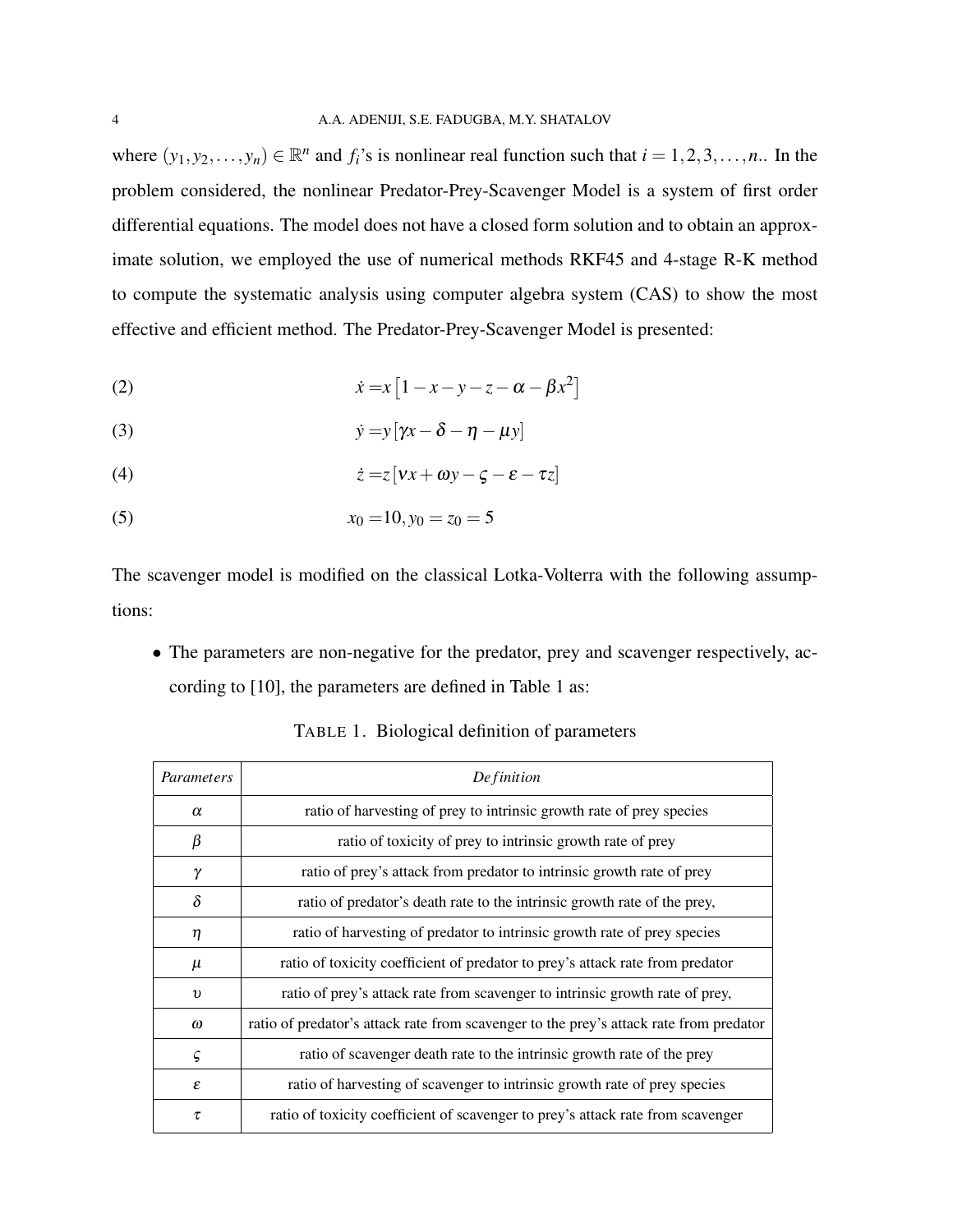where $(y_1, y_2, \ldots, y_n) \in \mathbb{R}^n$ and $f_i$'s is nonlinear real function such that $i = 1, 2, 3, \ldots, n$.. In the problem considered, the nonlinear Predator-Prey-Scavenger Model is a system of first order differential equations. The model does not have a closed form solution and to obtain an approximate solution, we employed the use of numerical methods RKF45 and 4-stage R-K method to compute the systematic analysis using computer algebra system (CAS) to show the most effective and efficient method. The Predator-Prey-Scavenger Model is presented:

$$\dot{x} = x\left[1 - x - y - z - \alpha - \beta x^2\right] \tag{2}$$

$$\dot{y} = y\left[\gamma x - \delta - \eta - \mu y\right] \tag{3}$$

$$\dot{z} = z\left[\nu x + \omega y - \varsigma - \varepsilon - \tau z\right] \tag{4}$$

$$x_0 = 10, y_0 = z_0 = 5 \tag{5}$$

The scavenger model is modified on the classical Lotka-Volterra with the following assumptions:

- The parameters are non-negative for the predator, prey and scavenger respectively, according to [10], the parameters are defined in Table 1 as:

TABLE 1. Biological definition of parameters

| *Parameters* | *Definition* |
|---|---|
| $\alpha$ | ratio of harvesting of prey to intrinsic growth rate of prey species |
| $\beta$ | ratio of toxicity of prey to intrinsic growth rate of prey |
| $\gamma$ | ratio of prey's attack from predator to intrinsic growth rate of prey |
| $\delta$ | ratio of predator's death rate to the intrinsic growth rate of the prey, |
| $\eta$ | ratio of harvesting of predator to intrinsic growth rate of prey species |
| $\mu$ | ratio of toxicity coefficient of predator to prey's attack rate from predator |
| $\upsilon$ | ratio of prey's attack rate from scavenger to intrinsic growth rate of prey, |
| $\omega$ | ratio of predator's attack rate from scavenger to the prey's attack rate from predator |
| $\varsigma$ | ratio of scavenger death rate to the intrinsic growth rate of the prey |
| $\varepsilon$ | ratio of harvesting of scavenger to intrinsic growth rate of prey species |
| $\tau$ | ratio of toxicity coefficient of scavenger to prey's attack rate from scavenger |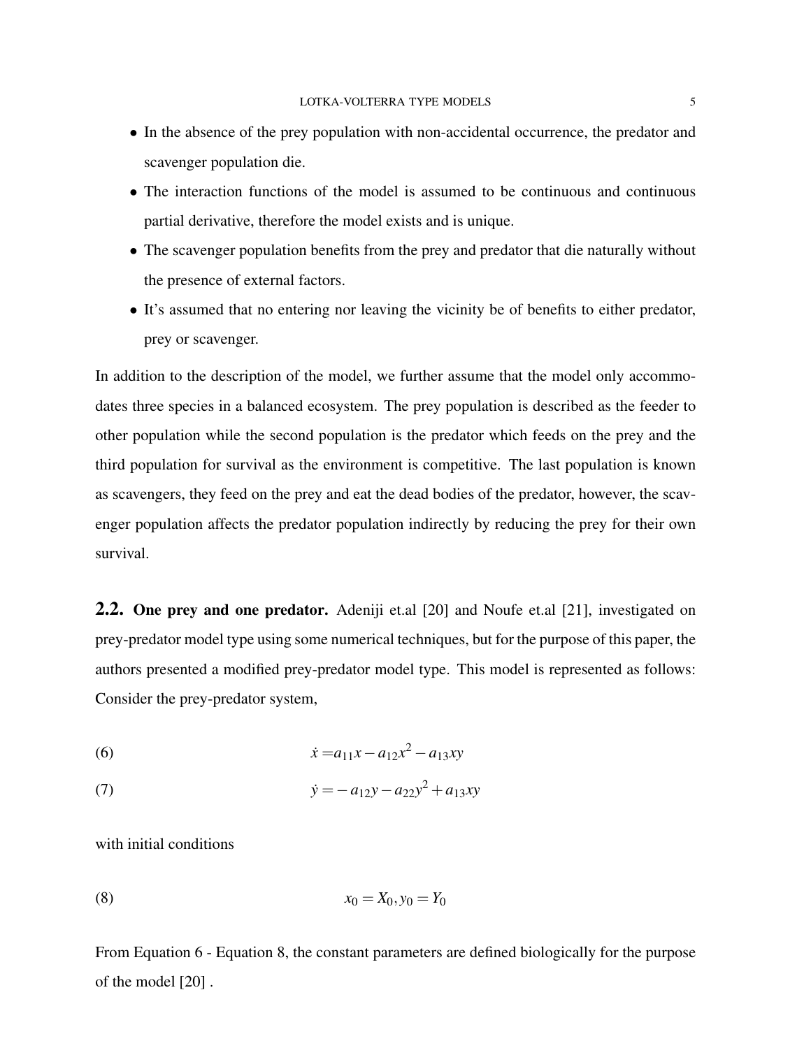- In the absence of the prey population with non-accidental occurrence, the predator and scavenger population die.
- The interaction functions of the model is assumed to be continuous and continuous partial derivative, therefore the model exists and is unique.
- The scavenger population benefits from the prey and predator that die naturally without the presence of external factors.
- It's assumed that no entering nor leaving the vicinity be of benefits to either predator, prey or scavenger.

In addition to the description of the model, we further assume that the model only accommodates three species in a balanced ecosystem. The prey population is described as the feeder to other population while the second population is the predator which feeds on the prey and the third population for survival as the environment is competitive. The last population is known as scavengers, they feed on the prey and eat the dead bodies of the predator, however, the scavenger population affects the predator population indirectly by reducing the prey for their own survival.

**2.2. One prey and one predator.** Adeniji et.al [20] and Noufe et.al [21], investigated on prey-predator model type using some numerical techniques, but for the purpose of this paper, the authors presented a modified prey-predator model type. This model is represented as follows: Consider the prey-predator system,

$$\dot{x} = a_{11}x - a_{12}x^2 - a_{13}xy \tag{6}$$

$$\dot{y} = -a_{12}y - a_{22}y^2 + a_{13}xy \tag{7}$$

with initial conditions

$$x_0 = X_0, y_0 = Y_0 \tag{8}$$

From Equation 6 - Equation 8, the constant parameters are defined biologically for the purpose of the model [20] .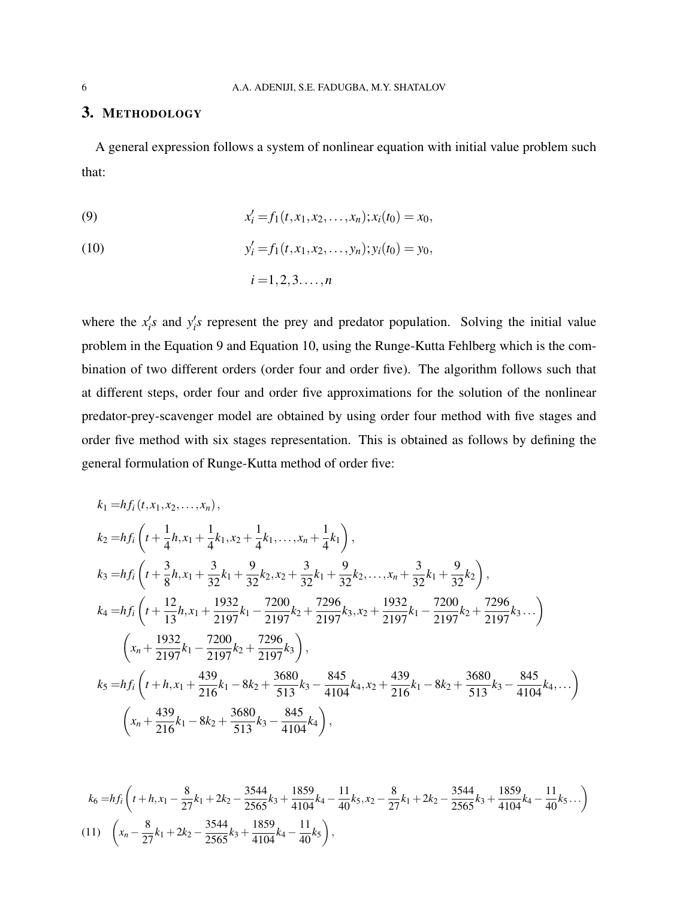## 3. Methodology

A general expression follows a system of nonlinear equation with initial value problem such that:

$$x_i' = f_1(t, x_1, x_2, \ldots, x_n); x_i(t_0) = x_0, \tag{9}$$

$$y_i' = f_1(t, x_1, x_2, \ldots, y_n); y_i(t_0) = y_0, \tag{10}$$

$$i = 1, 2, 3. \ldots, n$$

where the $x_i's$ and $y_i's$ represent the prey and predator population. Solving the initial value problem in the Equation 9 and Equation 10, using the Runge-Kutta Fehlberg which is the combination of two different orders (order four and order five). The algorithm follows such that at different steps, order four and order five approximations for the solution of the nonlinear predator-prey-scavenger model are obtained by using order four method with five stages and order five method with six stages representation. This is obtained as follows by defining the general formulation of Runge-Kutta method of order five:

$$
\begin{aligned}
k_1 =& h f_i \left(t, x_1, x_2, \ldots, x_n\right), \\
k_2 =& h f_i \left(t + \frac{1}{4}h, x_1 + \frac{1}{4}k_1, x_2 + \frac{1}{4}k_1, \ldots, x_n + \frac{1}{4}k_1\right), \\
k_3 =& h f_i \left(t + \frac{3}{8}h, x_1 + \frac{3}{32}k_1 + \frac{9}{32}k_2, x_2 + \frac{3}{32}k_1 + \frac{9}{32}k_2, \ldots, x_n + \frac{3}{32}k_1 + \frac{9}{32}k_2\right), \\
k_4 =& h f_i \left(t + \frac{12}{13}h, x_1 + \frac{1932}{2197}k_1 - \frac{7200}{2197}k_2 + \frac{7296}{2197}k_3, x_2 + \frac{1932}{2197}k_1 - \frac{7200}{2197}k_2 + \frac{7296}{2197}k_3 \ldots\right) \\
& \left(x_n + \frac{1932}{2197}k_1 - \frac{7200}{2197}k_2 + \frac{7296}{2197}k_3\right), \\
k_5 =& h f_i \left(t + h, x_1 + \frac{439}{216}k_1 - 8k_2 + \frac{3680}{513}k_3 - \frac{845}{4104}k_4, x_2 + \frac{439}{216}k_1 - 8k_2 + \frac{3680}{513}k_3 - \frac{845}{4104}k_4, \ldots\right) \\
& \left(x_n + \frac{439}{216}k_1 - 8k_2 + \frac{3680}{513}k_3 - \frac{845}{4104}k_4\right),
\end{aligned}
$$

$$
\begin{aligned}
k_6 =& h f_i \left(t + h, x_1 - \frac{8}{27}k_1 + 2k_2 - \frac{3544}{2565}k_3 + \frac{1859}{4104}k_4 - \frac{11}{40}k_5, x_2 - \frac{8}{27}k_1 + 2k_2 - \frac{3544}{2565}k_3 + \frac{1859}{4104}k_4 - \frac{11}{40}k_5 \ldots\right) \\
& \left(x_n - \frac{8}{27}k_1 + 2k_2 - \frac{3544}{2565}k_3 + \frac{1859}{4104}k_4 - \frac{11}{40}k_5\right),
\end{aligned} \tag{11}
$$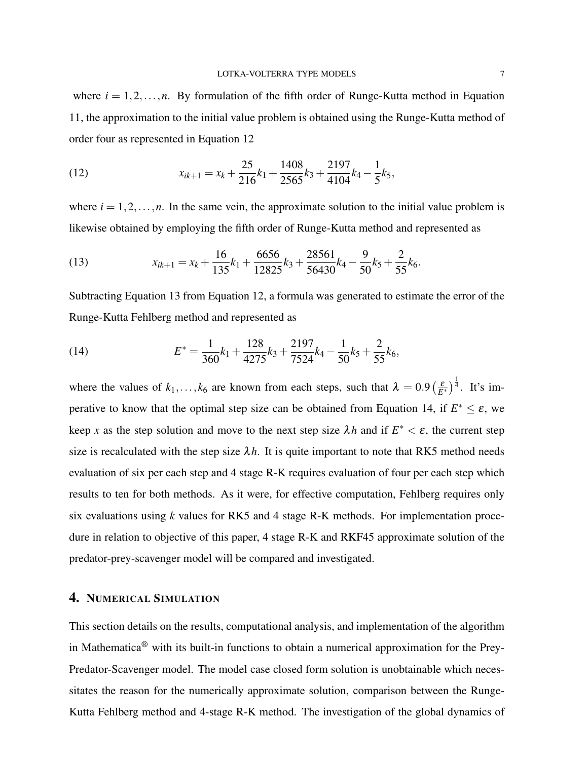where $i = 1, 2, \ldots, n$. By formulation of the fifth order of Runge-Kutta method in Equation 11, the approximation to the initial value problem is obtained using the Runge-Kutta method of order four as represented in Equation 12

$$x_{ik+1} = x_k + \frac{25}{216}k_1 + \frac{1408}{2565}k_3 + \frac{2197}{4104}k_4 - \frac{1}{5}k_5, \tag{12}$$

where $i = 1, 2, \ldots, n$. In the same vein, the approximate solution to the initial value problem is likewise obtained by employing the fifth order of Runge-Kutta method and represented as

$$x_{ik+1} = x_k + \frac{16}{135}k_1 + \frac{6656}{12825}k_3 + \frac{28561}{56430}k_4 - \frac{9}{50}k_5 + \frac{2}{55}k_6. \tag{13}$$

Subtracting Equation 13 from Equation 12, a formula was generated to estimate the error of the Runge-Kutta Fehlberg method and represented as

$$E^* = \frac{1}{360}k_1 + \frac{128}{4275}k_3 + \frac{2197}{7524}k_4 - \frac{1}{50}k_5 + \frac{2}{55}k_6, \tag{14}$$

where the values of $k_1, \ldots, k_6$ are known from each steps, such that $\lambda = 0.9\left(\frac{\varepsilon}{E^*}\right)^{\frac{1}{4}}$. It's imperative to know that the optimal step size can be obtained from Equation 14, if $E^* \leq \varepsilon$, we keep $x$ as the step solution and move to the next step size $\lambda h$ and if $E^* < \varepsilon$, the current step size is recalculated with the step size $\lambda h$. It is quite important to note that RK5 method needs evaluation of six per each step and 4 stage R-K requires evaluation of four per each step which results to ten for both methods. As it were, for effective computation, Fehlberg requires only six evaluations using $k$ values for RK5 and 4 stage R-K methods. For implementation procedure in relation to objective of this paper, 4 stage R-K and RKF45 approximate solution of the predator-prey-scavenger model will be compared and investigated.

## 4. Numerical Simulation

This section details on the results, computational analysis, and implementation of the algorithm in Mathematica® with its built-in functions to obtain a numerical approximation for the Prey-Predator-Scavenger model. The model case closed form solution is unobtainable which necessitates the reason for the numerically approximate solution, comparison between the Runge-Kutta Fehlberg method and 4-stage R-K method. The investigation of the global dynamics of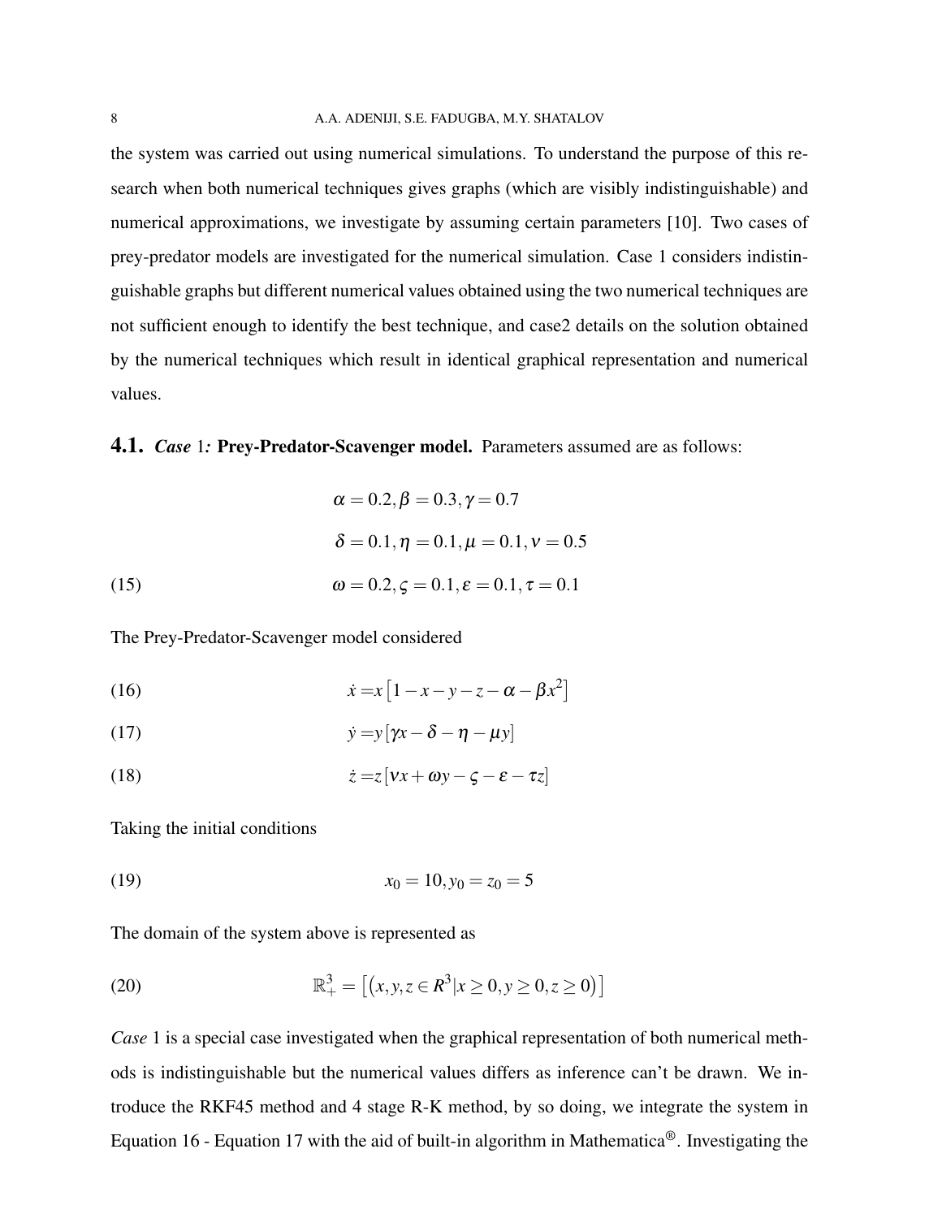the system was carried out using numerical simulations. To understand the purpose of this research when both numerical techniques gives graphs (which are visibly indistinguishable) and numerical approximations, we investigate by assuming certain parameters [10]. Two cases of prey-predator models are investigated for the numerical simulation. Case 1 considers indistinguishable graphs but different numerical values obtained using the two numerical techniques are not sufficient enough to identify the best technique, and case2 details on the solution obtained by the numerical techniques which result in identical graphical representation and numerical values.

### 4.1. *Case* 1*:* Prey-Predator-Scavenger model.

Parameters assumed are as follows:

$$
\begin{aligned}
&\alpha = 0.2, \beta = 0.3, \gamma = 0.7 \\
&\delta = 0.1, \eta = 0.1, \mu = 0.1, \nu = 0.5 \\
&\omega = 0.2, \varsigma = 0.1, \varepsilon = 0.1, \tau = 0.1
\end{aligned} \tag{15}
$$

The Prey-Predator-Scavenger model considered

$$
\dot{x} = x\left[1 - x - y - z - \alpha - \beta x^2\right] \tag{16}
$$

$$
\dot{y} = y\left[\gamma x - \delta - \eta - \mu y\right] \tag{17}
$$

$$
\dot{z} = z\left[\nu x + \omega y - \varsigma - \varepsilon - \tau z\right] \tag{18}
$$

Taking the initial conditions

$$
x_0 = 10, y_0 = z_0 = 5 \tag{19}
$$

The domain of the system above is represented as

$$
\mathbb{R}^3_+ = \left[\left(x, y, z \in R^3 | x \geq 0, y \geq 0, z \geq 0\right)\right] \tag{20}
$$

*Case* 1 is a special case investigated when the graphical representation of both numerical methods is indistinguishable but the numerical values differs as inference can't be drawn. We introduce the RKF45 method and 4 stage R-K method, by so doing, we integrate the system in Equation 16 - Equation 17 with the aid of built-in algorithm in Mathematica®. Investigating the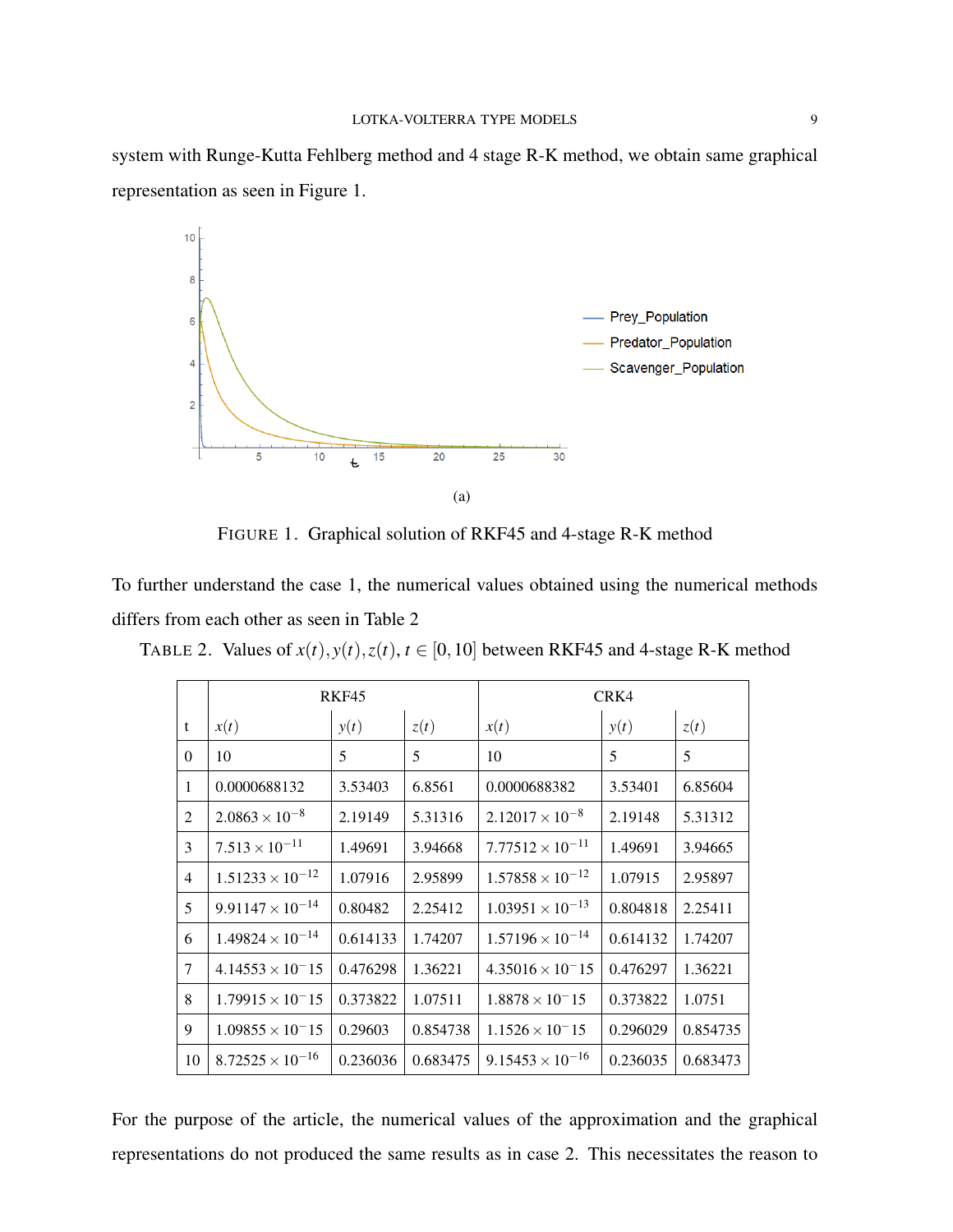system with Runge-Kutta Fehlberg method and 4 stage R-K method, we obtain same graphical representation as seen in Figure 1.

(a)

FIGURE 1. Graphical solution of RKF45 and 4-stage R-K method

To further understand the case 1, the numerical values obtained using the numerical methods differs from each other as seen in Table 2

TABLE 2. Values of $x(t), y(t), z(t)$, $t \in [0, 10]$ between RKF45 and 4-stage R-K method

| | RKF45 | | | CRK4 | | |
|---|---|---|---|---|---|---|
| t | $x(t)$ | $y(t)$ | $z(t)$ | $x(t)$ | $y(t)$ | $z(t)$ |
| 0 | 10 | 5 | 5 | 10 | 5 | 5 |
| 1 | 0.0000688132 | 3.53403 | 6.8561 | 0.0000688382 | 3.53401 | 6.85604 |
| 2 | $2.0863 \times 10^{-8}$ | 2.19149 | 5.31316 | $2.12017 \times 10^{-8}$ | 2.19148 | 5.31312 |
| 3 | $7.513 \times 10^{-11}$ | 1.49691 | 3.94668 | $7.77512 \times 10^{-11}$ | 1.49691 | 3.94665 |
| 4 | $1.51233 \times 10^{-12}$ | 1.07916 | 2.95899 | $1.57858 \times 10^{-12}$ | 1.07915 | 2.95897 |
| 5 | $9.91147 \times 10^{-14}$ | 0.80482 | 2.25412 | $1.03951 \times 10^{-13}$ | 0.804818 | 2.25411 |
| 6 | $1.49824 \times 10^{-14}$ | 0.614133 | 1.74207 | $1.57196 \times 10^{-14}$ | 0.614132 | 1.74207 |
| 7 | $4.14553 \times 10^{-15}$ | 0.476298 | 1.36221 | $4.35016 \times 10^{-15}$ | 0.476297 | 1.36221 |
| 8 | $1.79915 \times 10^{-15}$ | 0.373822 | 1.07511 | $1.8878 \times 10^{-15}$ | 0.373822 | 1.0751 |
| 9 | $1.09855 \times 10^{-15}$ | 0.29603 | 0.854738 | $1.1526 \times 10^{-15}$ | 0.296029 | 0.854735 |
| 10 | $8.72525 \times 10^{-16}$ | 0.236036 | 0.683475 | $9.15453 \times 10^{-16}$ | 0.236035 | 0.683473 |

For the purpose of the article, the numerical values of the approximation and the graphical representations do not produced the same results as in case 2. This necessitates the reason to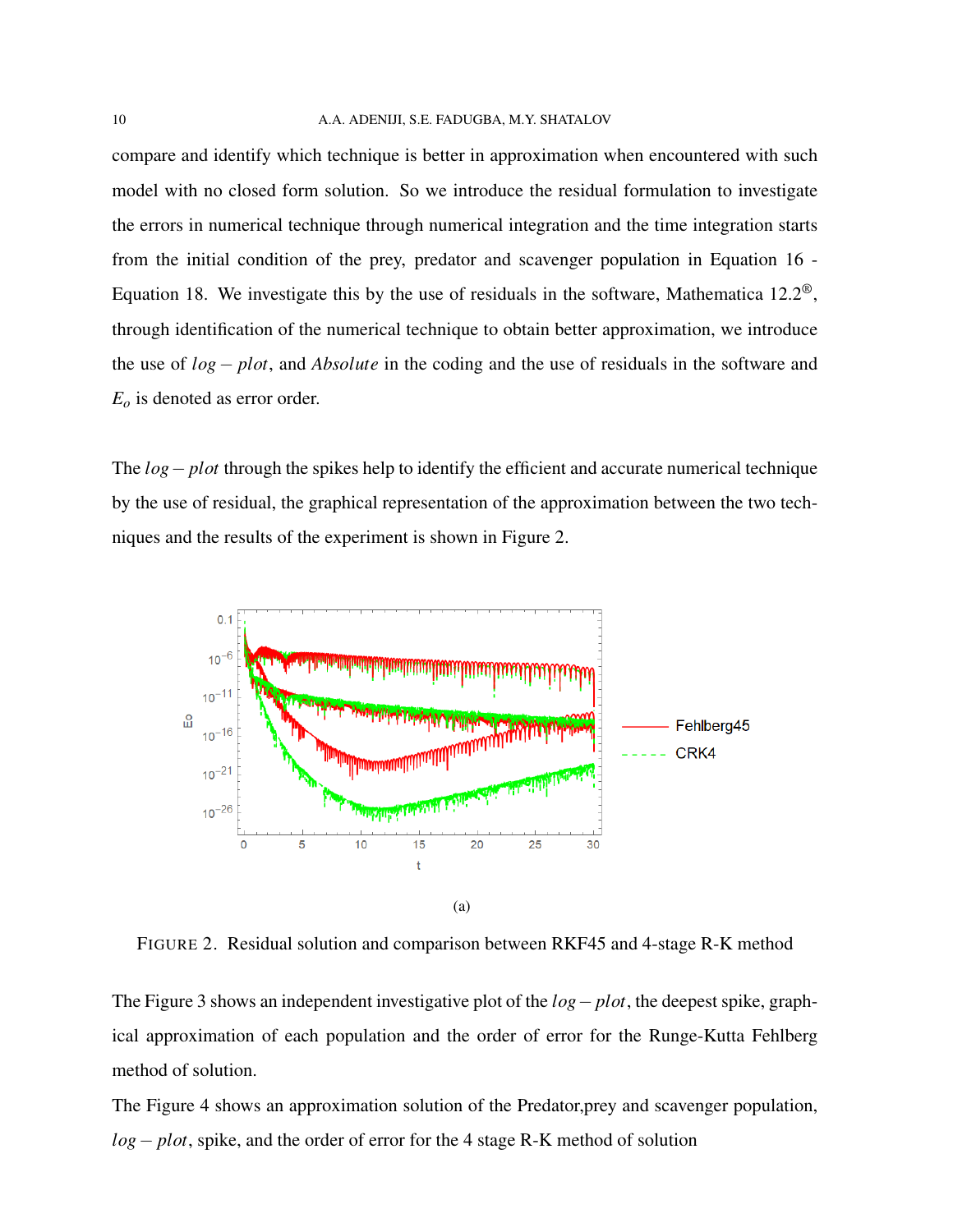compare and identify which technique is better in approximation when encountered with such model with no closed form solution. So we introduce the residual formulation to investigate the errors in numerical technique through numerical integration and the time integration starts from the initial condition of the prey, predator and scavenger population in Equation 16 - Equation 18. We investigate this by the use of residuals in the software, Mathematica 12.2®, through identification of the numerical technique to obtain better approximation, we introduce the use of $log-plot$, and $Absolute$ in the coding and the use of residuals in the software and $E_o$ is denoted as error order.

The $log-plot$ through the spikes help to identify the efficient and accurate numerical technique by the use of residual, the graphical representation of the approximation between the two techniques and the results of the experiment is shown in Figure 2.

(a)

FIGURE 2. Residual solution and comparison between RKF45 and 4-stage R-K method

The Figure 3 shows an independent investigative plot of the $log-plot$, the deepest spike, graphical approximation of each population and the order of error for the Runge-Kutta Fehlberg method of solution.

The Figure 4 shows an approximation solution of the Predator,prey and scavenger population, $log-plot$, spike, and the order of error for the 4 stage R-K method of solution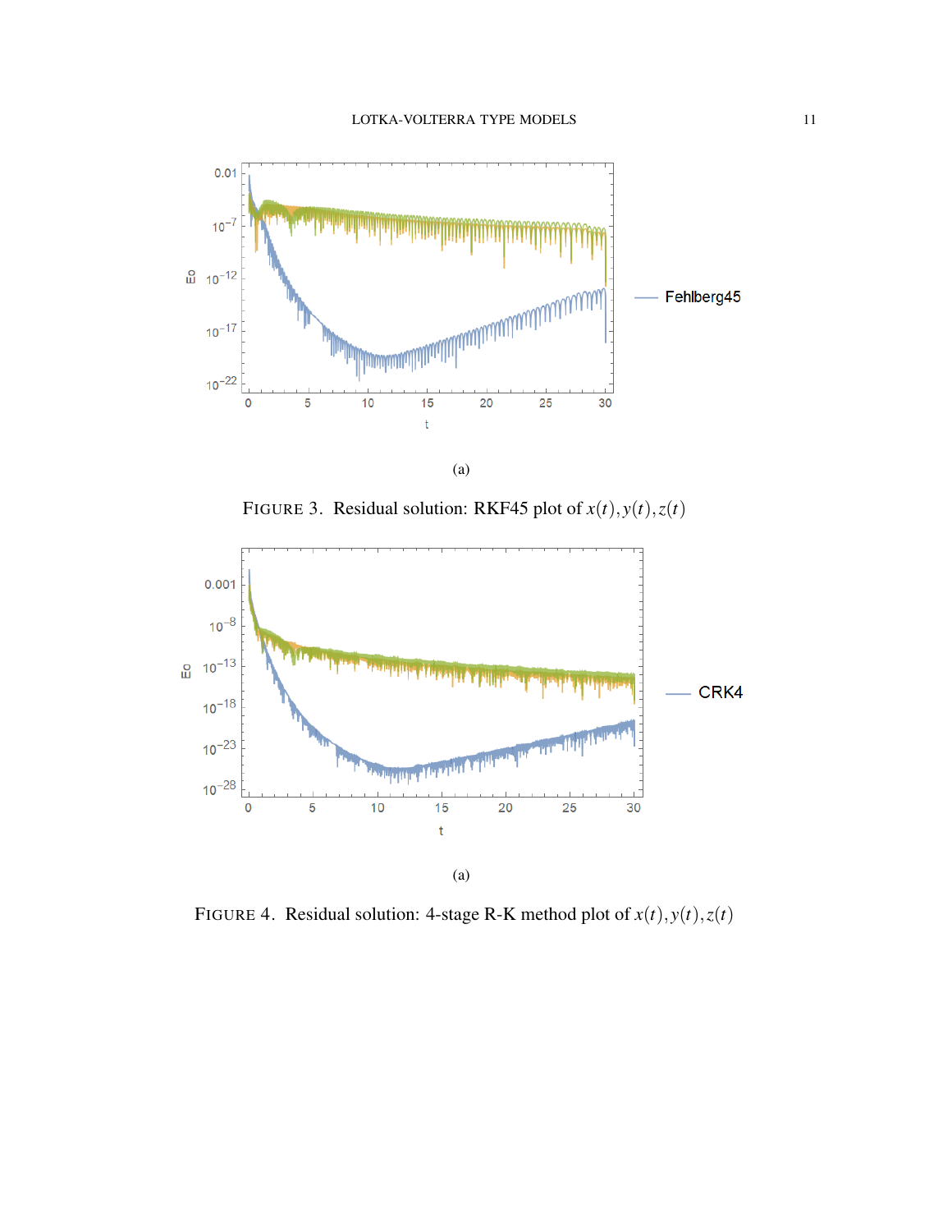(a)

FIGURE 3. Residual solution: RKF45 plot of $x(t), y(t), z(t)$

(a)

FIGURE 4. Residual solution: 4-stage R-K method plot of $x(t), y(t), z(t)$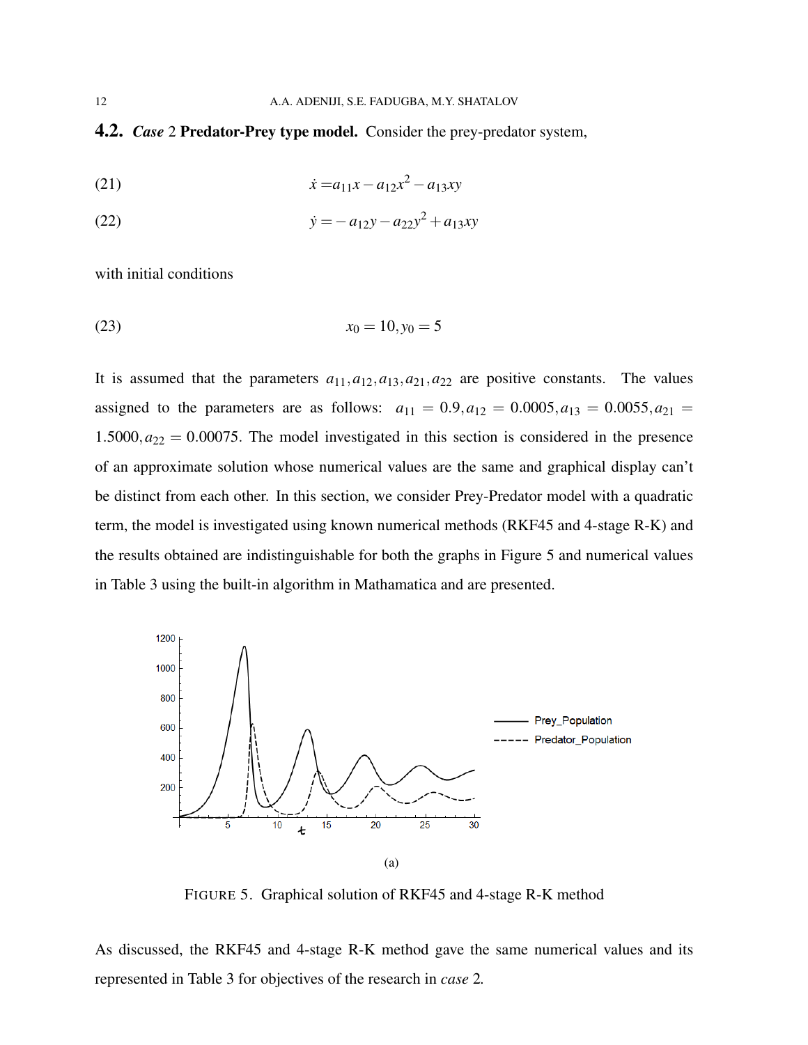### 4.2. *Case* 2 Predator-Prey type model.

Consider the prey-predator system,

$$\dot{x} = a_{11}x - a_{12}x^2 - a_{13}xy \tag{21}$$

$$\dot{y} = -a_{12}y - a_{22}y^2 + a_{13}xy \tag{22}$$

with initial conditions

$$x_0 = 10, y_0 = 5 \tag{23}$$

It is assumed that the parameters $a_{11}, a_{12}, a_{13}, a_{21}, a_{22}$ are positive constants. The values assigned to the parameters are as follows: $a_{11} = 0.9, a_{12} = 0.0005, a_{13} = 0.0055, a_{21} = 1.5000, a_{22} = 0.00075$. The model investigated in this section is considered in the presence of an approximate solution whose numerical values are the same and graphical display can't be distinct from each other. In this section, we consider Prey-Predator model with a quadratic term, the model is investigated using known numerical methods (RKF45 and 4-stage R-K) and the results obtained are indistinguishable for both the graphs in Figure 5 and numerical values in Table 3 using the built-in algorithm in Mathematica and are presented.

(a)

FIGURE 5. Graphical solution of RKF45 and 4-stage R-K method

As discussed, the RKF45 and 4-stage R-K method gave the same numerical values and its represented in Table 3 for objectives of the research in *case* 2.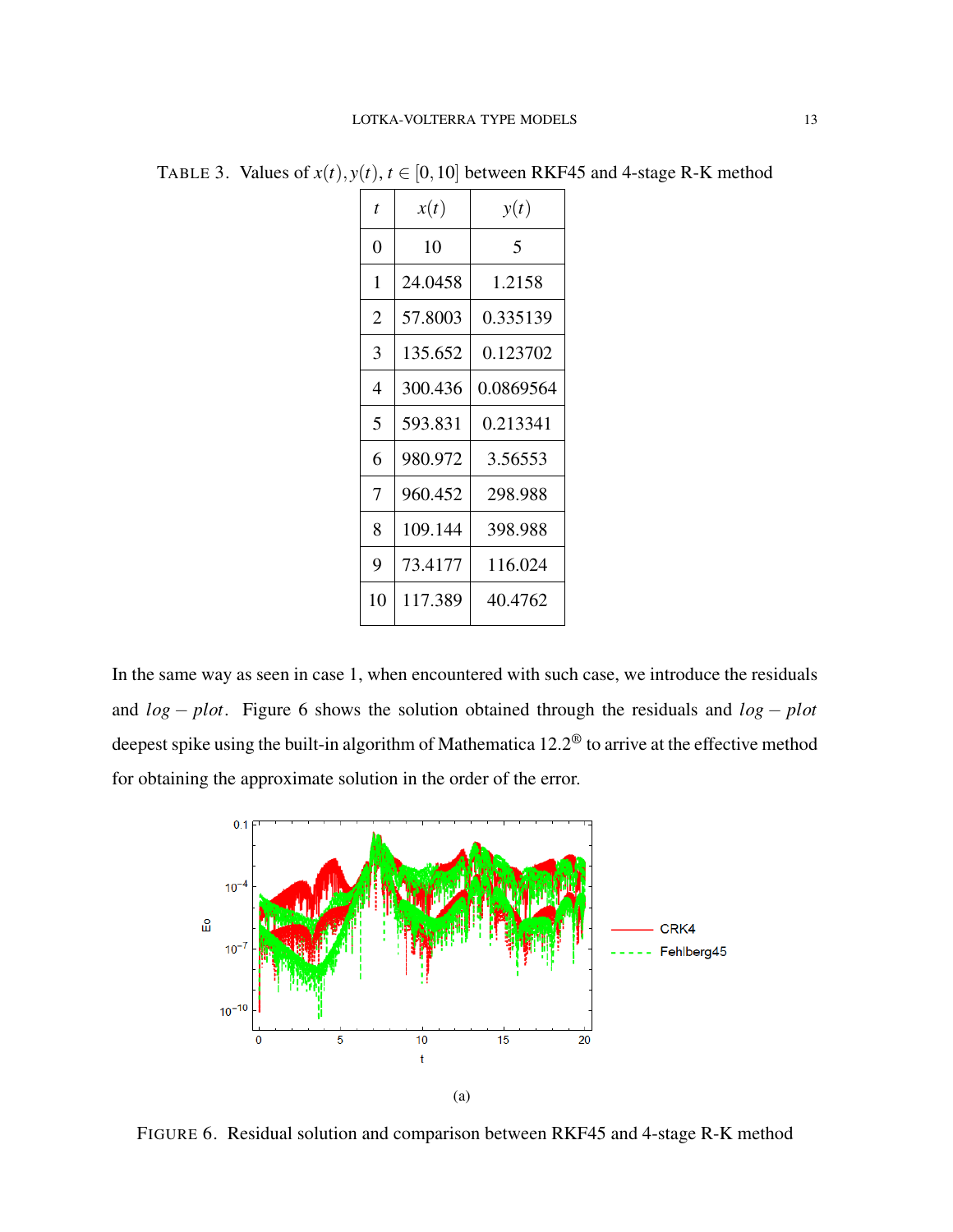TABLE 3. Values of $x(t), y(t), t \in [0, 10]$ between RKF45 and 4-stage R-K method

| $t$ | $x(t)$ | $y(t)$ |
|---|---|---|
| 0 | 10 | 5 |
| 1 | 24.0458 | 1.2158 |
| 2 | 57.8003 | 0.335139 |
| 3 | 135.652 | 0.123702 |
| 4 | 300.436 | 0.0869564 |
| 5 | 593.831 | 0.213341 |
| 6 | 980.972 | 3.56553 |
| 7 | 960.452 | 298.988 |
| 8 | 109.144 | 398.988 |
| 9 | 73.4177 | 116.024 |
| 10 | 117.389 | 40.4762 |

In the same way as seen in case 1, when encountered with such case, we introduce the residuals and $log - plot$. Figure 6 shows the solution obtained through the residuals and $log - plot$ deepest spike using the built-in algorithm of Mathematica 12.2® to arrive at the effective method for obtaining the approximate solution in the order of the error.

(a)

FIGURE 6. Residual solution and comparison between RKF45 and 4-stage R-K method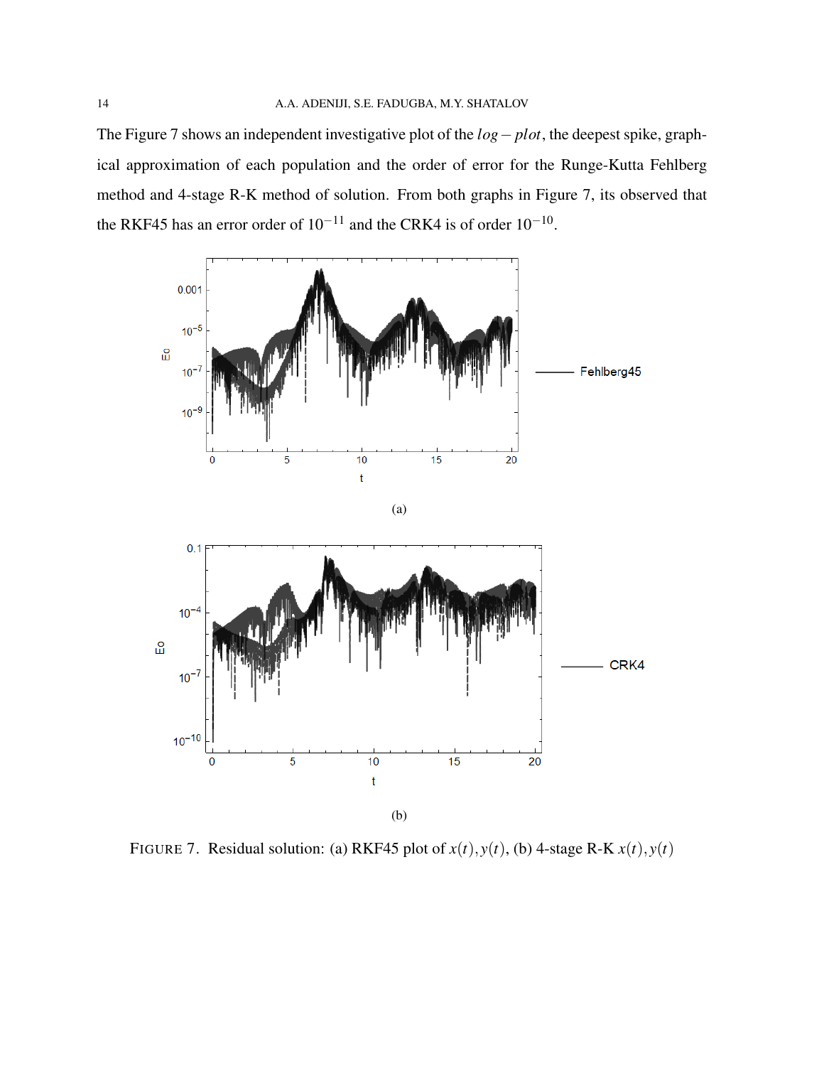The Figure 7 shows an independent investigative plot of the $log - plot$, the deepest spike, graphical approximation of each population and the order of error for the Runge-Kutta Fehlberg method and 4-stage R-K method of solution. From both graphs in Figure 7, its observed that the RKF45 has an error order of $10^{-11}$ and the CRK4 is of order $10^{-10}$.

(a)

(b)

FIGURE 7. Residual solution: (a) RKF45 plot of $x(t), y(t)$, (b) 4-stage R-K $x(t), y(t)$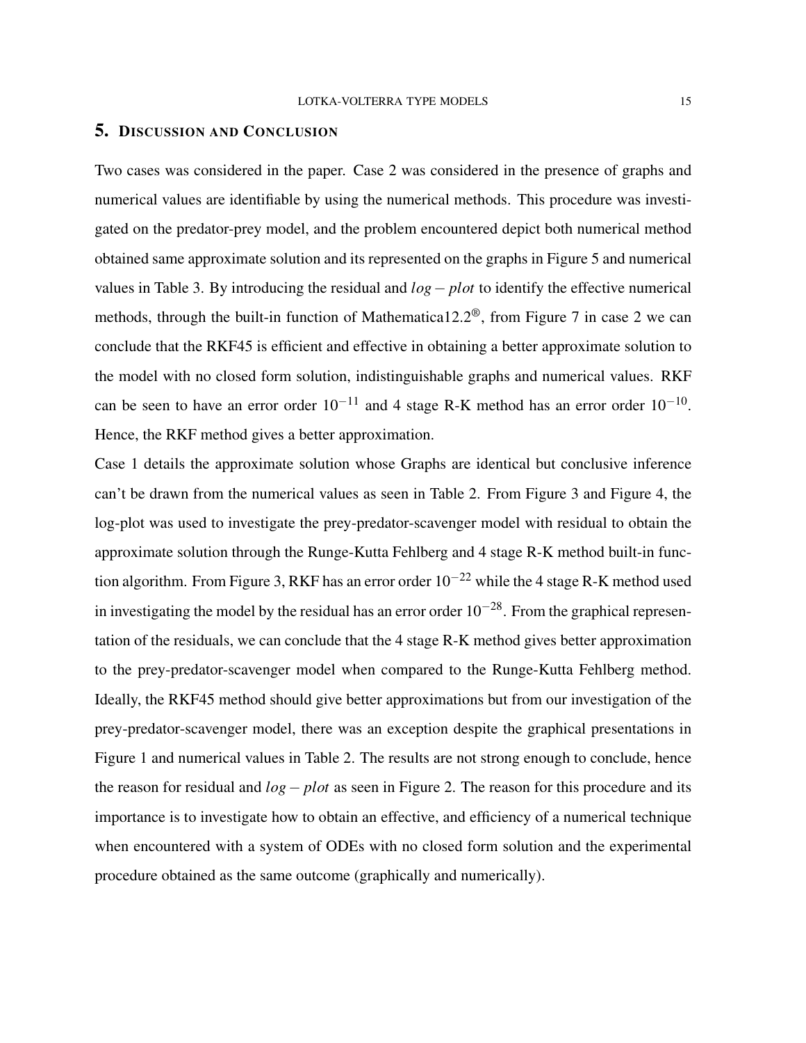## 5. Discussion and Conclusion

Two cases was considered in the paper. Case 2 was considered in the presence of graphs and numerical values are identifiable by using the numerical methods. This procedure was investigated on the predator-prey model, and the problem encountered depict both numerical method obtained same approximate solution and its represented on the graphs in Figure 5 and numerical values in Table 3. By introducing the residual and $log-plot$ to identify the effective numerical methods, through the built-in function of Mathematica12.2®, from Figure 7 in case 2 we can conclude that the RKF45 is efficient and effective in obtaining a better approximate solution to the model with no closed form solution, indistinguishable graphs and numerical values. RKF can be seen to have an error order $10^{-11}$ and 4 stage R-K method has an error order $10^{-10}$. Hence, the RKF method gives a better approximation.

Case 1 details the approximate solution whose Graphs are identical but conclusive inference can't be drawn from the numerical values as seen in Table 2. From Figure 3 and Figure 4, the log-plot was used to investigate the prey-predator-scavenger model with residual to obtain the approximate solution through the Runge-Kutta Fehlberg and 4 stage R-K method built-in function algorithm. From Figure 3, RKF has an error order $10^{-22}$ while the 4 stage R-K method used in investigating the model by the residual has an error order $10^{-28}$. From the graphical representation of the residuals, we can conclude that the 4 stage R-K method gives better approximation to the prey-predator-scavenger model when compared to the Runge-Kutta Fehlberg method. Ideally, the RKF45 method should give better approximations but from our investigation of the prey-predator-scavenger model, there was an exception despite the graphical presentations in Figure 1 and numerical values in Table 2. The results are not strong enough to conclude, hence the reason for residual and $log-plot$ as seen in Figure 2. The reason for this procedure and its importance is to investigate how to obtain an effective, and efficiency of a numerical technique when encountered with a system of ODEs with no closed form solution and the experimental procedure obtained as the same outcome (graphically and numerically).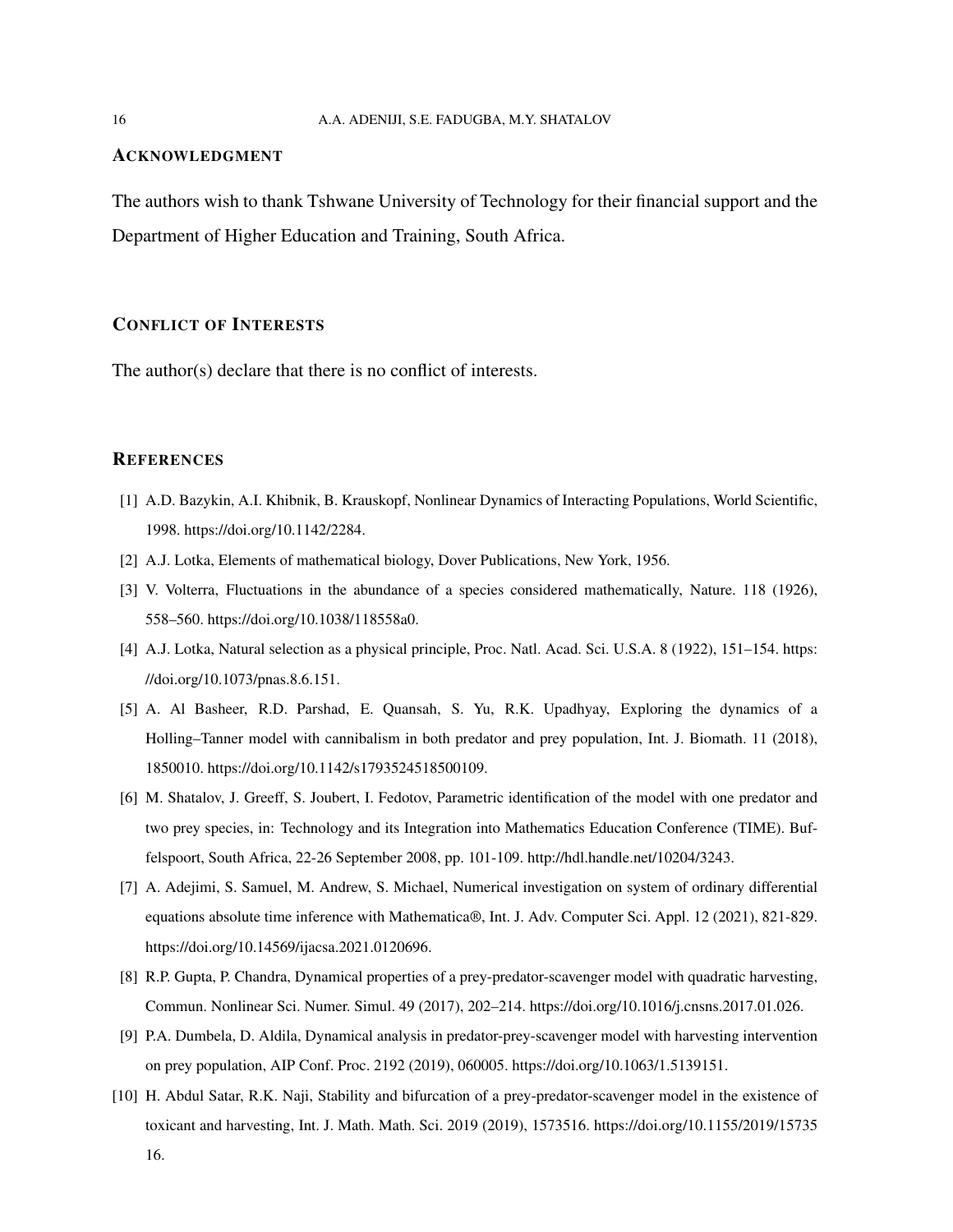## Acknowledgment

The authors wish to thank Tshwane University of Technology for their financial support and the Department of Higher Education and Training, South Africa.

## Conflict of Interests

The author(s) declare that there is no conflict of interests.

## References

[1] A.D. Bazykin, A.I. Khibnik, B. Krauskopf, Nonlinear Dynamics of Interacting Populations, World Scientific, 1998. https://doi.org/10.1142/2284.

[2] A.J. Lotka, Elements of mathematical biology, Dover Publications, New York, 1956.

[3] V. Volterra, Fluctuations in the abundance of a species considered mathematically, Nature. 118 (1926), 558–560. https://doi.org/10.1038/118558a0.

[4] A.J. Lotka, Natural selection as a physical principle, Proc. Natl. Acad. Sci. U.S.A. 8 (1922), 151–154. https://doi.org/10.1073/pnas.8.6.151.

[5] A. Al Basheer, R.D. Parshad, E. Quansah, S. Yu, R.K. Upadhyay, Exploring the dynamics of a Holling–Tanner model with cannibalism in both predator and prey population, Int. J. Biomath. 11 (2018), 1850010. https://doi.org/10.1142/s1793524518500109.

[6] M. Shatalov, J. Greeff, S. Joubert, I. Fedotov, Parametric identification of the model with one predator and two prey species, in: Technology and its Integration into Mathematics Education Conference (TIME). Buffelspoort, South Africa, 22-26 September 2008, pp. 101-109. http://hdl.handle.net/10204/3243.

[7] A. Adejimi, S. Samuel, M. Andrew, S. Michael, Numerical investigation on system of ordinary differential equations absolute time inference with Mathematica®, Int. J. Adv. Computer Sci. Appl. 12 (2021), 821-829. https://doi.org/10.14569/ijacsa.2021.0120696.

[8] R.P. Gupta, P. Chandra, Dynamical properties of a prey-predator-scavenger model with quadratic harvesting, Commun. Nonlinear Sci. Numer. Simul. 49 (2017), 202–214. https://doi.org/10.1016/j.cnsns.2017.01.026.

[9] P.A. Dumbela, D. Aldila, Dynamical analysis in predator-prey-scavenger model with harvesting intervention on prey population, AIP Conf. Proc. 2192 (2019), 060005. https://doi.org/10.1063/1.5139151.

[10] H. Abdul Satar, R.K. Naji, Stability and bifurcation of a prey-predator-scavenger model in the existence of toxicant and harvesting, Int. J. Math. Math. Sci. 2019 (2019), 1573516. https://doi.org/10.1155/2019/1573516.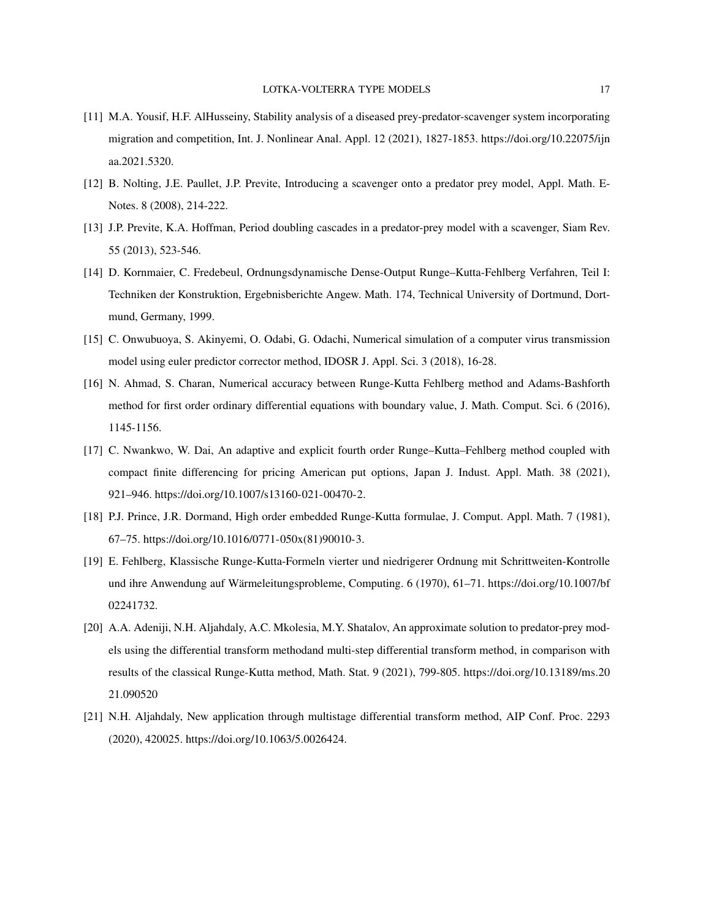[11] M.A. Yousif, H.F. AlHusseiny, Stability analysis of a diseased prey-predator-scavenger system incorporating migration and competition, Int. J. Nonlinear Anal. Appl. 12 (2021), 1827-1853. https://doi.org/10.22075/ijnaa.2021.5320.

[12] B. Nolting, J.E. Paullet, J.P. Previte, Introducing a scavenger onto a predator prey model, Appl. Math. E-Notes. 8 (2008), 214-222.

[13] J.P. Previte, K.A. Hoffman, Period doubling cascades in a predator-prey model with a scavenger, Siam Rev. 55 (2013), 523-546.

[14] D. Kornmaier, C. Fredebeul, Ordnungsdynamische Dense-Output Runge–Kutta-Fehlberg Verfahren, Teil I: Techniken der Konstruktion, Ergebnisberichte Angew. Math. 174, Technical University of Dortmund, Dortmund, Germany, 1999.

[15] C. Onwubuoya, S. Akinyemi, O. Odabi, G. Odachi, Numerical simulation of a computer virus transmission model using euler predictor corrector method, IDOSR J. Appl. Sci. 3 (2018), 16-28.

[16] N. Ahmad, S. Charan, Numerical accuracy between Runge-Kutta Fehlberg method and Adams-Bashforth method for first order ordinary differential equations with boundary value, J. Math. Comput. Sci. 6 (2016), 1145-1156.

[17] C. Nwankwo, W. Dai, An adaptive and explicit fourth order Runge–Kutta–Fehlberg method coupled with compact finite differencing for pricing American put options, Japan J. Indust. Appl. Math. 38 (2021), 921–946. https://doi.org/10.1007/s13160-021-00470-2.

[18] P.J. Prince, J.R. Dormand, High order embedded Runge-Kutta formulae, J. Comput. Appl. Math. 7 (1981), 67–75. https://doi.org/10.1016/0771-050x(81)90010-3.

[19] E. Fehlberg, Klassische Runge-Kutta-Formeln vierter und niedrigerer Ordnung mit Schrittweiten-Kontrolle und ihre Anwendung auf Wärmeleitungsprobleme, Computing. 6 (1970), 61–71. https://doi.org/10.1007/bf02241732.

[20] A.A. Adeniji, N.H. Aljahdaly, A.C. Mkolesia, M.Y. Shatalov, An approximate solution to predator-prey models using the differential transform methodand multi-step differential transform method, in comparison with results of the classical Runge-Kutta method, Math. Stat. 9 (2021), 799-805. https://doi.org/10.13189/ms.2021.090520

[21] N.H. Aljahdaly, New application through multistage differential transform method, AIP Conf. Proc. 2293 (2020), 420025. https://doi.org/10.1063/5.0026424.